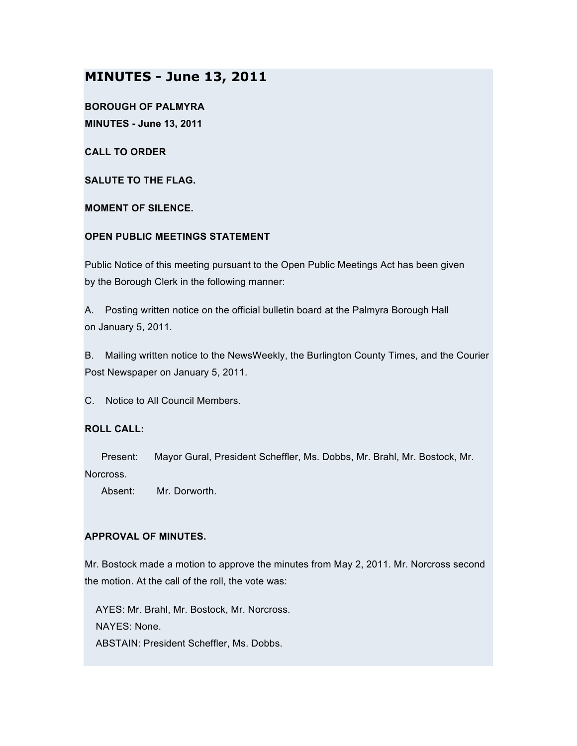# MINUTES - June 13, 2011

**BOROUGH OF PALMYRA**
**MINUTES - June 13, 2011**

**CALL TO ORDER**

**SALUTE TO THE FLAG.**

**MOMENT OF SILENCE.**

**OPEN PUBLIC MEETINGS STATEMENT**

Public Notice of this meeting pursuant to the Open Public Meetings Act has been given by the Borough Clerk in the following manner:

A. Posting written notice on the official bulletin board at the Palmyra Borough Hall on January 5, 2011.

B. Mailing written notice to the NewsWeekly, the Burlington County Times, and the Courier Post Newspaper on January 5, 2011.

C. Notice to All Council Members.

**ROLL CALL:**

Present: Mayor Gural, President Scheffler, Ms. Dobbs, Mr. Brahl, Mr. Bostock, Mr. Norcross.
Absent: Mr. Dorworth.

**APPROVAL OF MINUTES.**

Mr. Bostock made a motion to approve the minutes from May 2, 2011. Mr. Norcross second the motion. At the call of the roll, the vote was:

AYES: Mr. Brahl, Mr. Bostock, Mr. Norcross.
NAYES: None.
ABSTAIN: President Scheffler, Ms. Dobbs.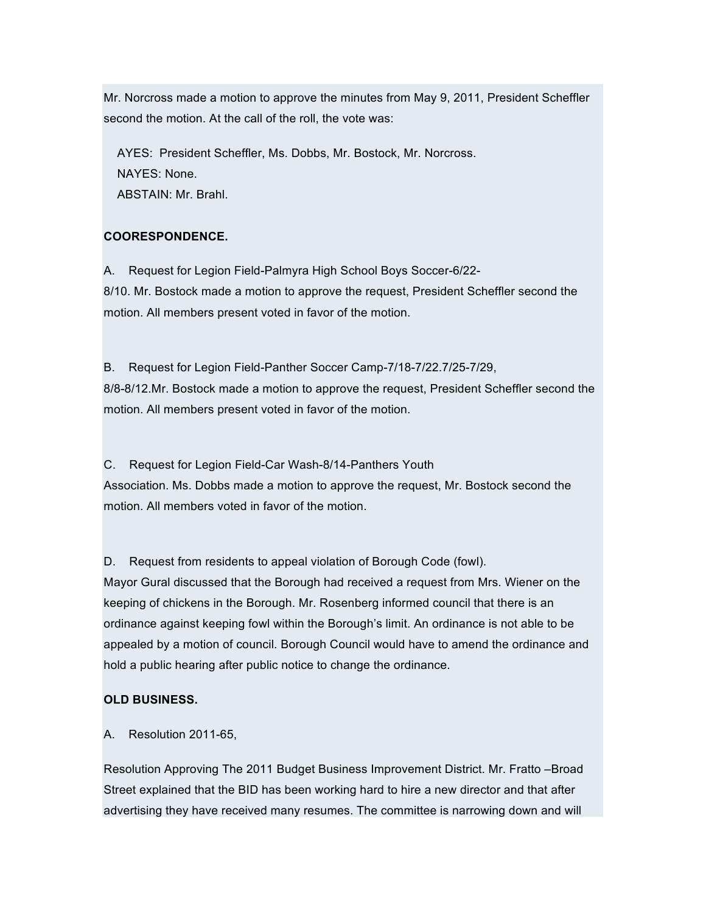Mr. Norcross made a motion to approve the minutes from May 9, 2011, President Scheffler second the motion. At the call of the roll, the vote was:

AYES: President Scheffler, Ms. Dobbs, Mr. Bostock, Mr. Norcross.
NAYES: None.
ABSTAIN: Mr. Brahl.

**COORESPONDENCE.**

A. Request for Legion Field-Palmyra High School Boys Soccer-6/22-8/10. Mr. Bostock made a motion to approve the request, President Scheffler second the motion. All members present voted in favor of the motion.

B. Request for Legion Field-Panther Soccer Camp-7/18-7/22.7/25-7/29, 8/8-8/12.Mr. Bostock made a motion to approve the request, President Scheffler second the motion. All members present voted in favor of the motion.

C. Request for Legion Field-Car Wash-8/14-Panthers Youth Association. Ms. Dobbs made a motion to approve the request, Mr. Bostock second the motion. All members voted in favor of the motion.

D. Request from residents to appeal violation of Borough Code (fowl). Mayor Gural discussed that the Borough had received a request from Mrs. Wiener on the keeping of chickens in the Borough. Mr. Rosenberg informed council that there is an ordinance against keeping fowl within the Borough's limit. An ordinance is not able to be appealed by a motion of council. Borough Council would have to amend the ordinance and hold a public hearing after public notice to change the ordinance.

**OLD BUSINESS.**

A. Resolution 2011-65,

Resolution Approving The 2011 Budget Business Improvement District. Mr. Fratto –Broad Street explained that the BID has been working hard to hire a new director and that after advertising they have received many resumes. The committee is narrowing down and will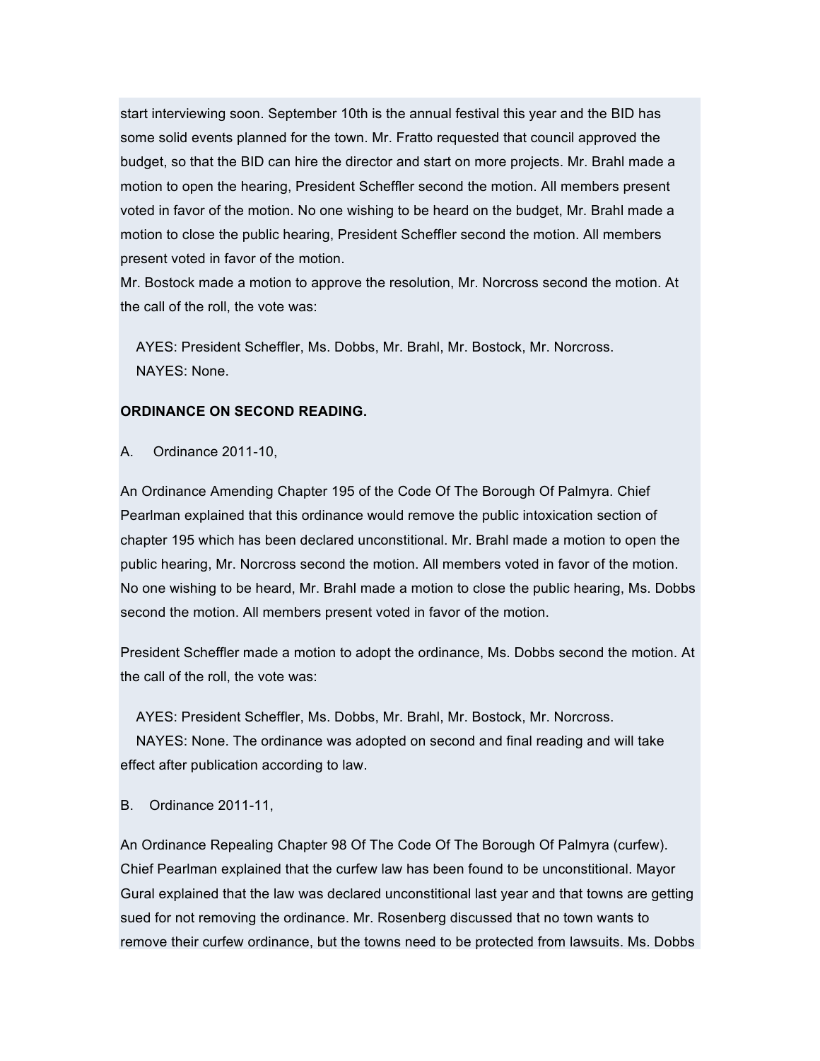start interviewing soon. September 10th is the annual festival this year and the BID has some solid events planned for the town. Mr. Fratto requested that council approved the budget, so that the BID can hire the director and start on more projects. Mr. Brahl made a motion to open the hearing, President Scheffler second the motion. All members present voted in favor of the motion. No one wishing to be heard on the budget, Mr. Brahl made a motion to close the public hearing, President Scheffler second the motion. All members present voted in favor of the motion.
Mr. Bostock made a motion to approve the resolution, Mr. Norcross second the motion. At the call of the roll, the vote was:

AYES: President Scheffler, Ms. Dobbs, Mr. Brahl, Mr. Bostock, Mr. Norcross.
NAYES: None.

**ORDINANCE ON SECOND READING.**

A. Ordinance 2011-10,

An Ordinance Amending Chapter 195 of the Code Of The Borough Of Palmyra. Chief Pearlman explained that this ordinance would remove the public intoxication section of chapter 195 which has been declared unconstitutional. Mr. Brahl made a motion to open the public hearing, Mr. Norcross second the motion. All members voted in favor of the motion. No one wishing to be heard, Mr. Brahl made a motion to close the public hearing, Ms. Dobbs second the motion. All members present voted in favor of the motion.

President Scheffler made a motion to adopt the ordinance, Ms. Dobbs second the motion. At the call of the roll, the vote was:

AYES: President Scheffler, Ms. Dobbs, Mr. Brahl, Mr. Bostock, Mr. Norcross.
NAYES: None. The ordinance was adopted on second and final reading and will take effect after publication according to law.

B. Ordinance 2011-11,

An Ordinance Repealing Chapter 98 Of The Code Of The Borough Of Palmyra (curfew). Chief Pearlman explained that the curfew law has been found to be unconstitutional. Mayor Gural explained that the law was declared unconstitutional last year and that towns are getting sued for not removing the ordinance. Mr. Rosenberg discussed that no town wants to remove their curfew ordinance, but the towns need to be protected from lawsuits. Ms. Dobbs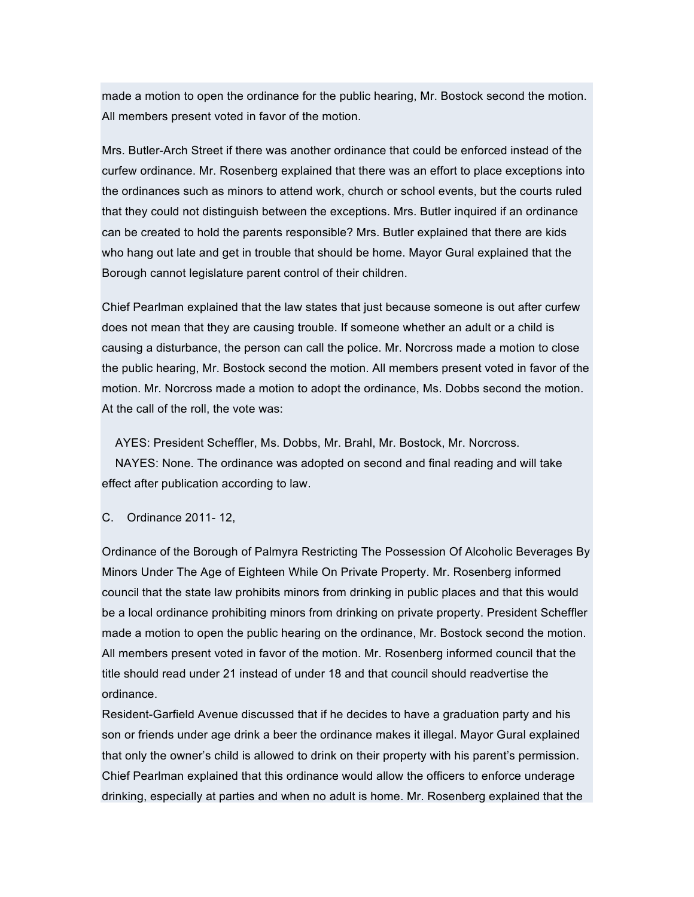made a motion to open the ordinance for the public hearing, Mr. Bostock second the motion. All members present voted in favor of the motion.

Mrs. Butler-Arch Street if there was another ordinance that could be enforced instead of the curfew ordinance. Mr. Rosenberg explained that there was an effort to place exceptions into the ordinances such as minors to attend work, church or school events, but the courts ruled that they could not distinguish between the exceptions. Mrs. Butler inquired if an ordinance can be created to hold the parents responsible? Mrs. Butler explained that there are kids who hang out late and get in trouble that should be home. Mayor Gural explained that the Borough cannot legislature parent control of their children.

Chief Pearlman explained that the law states that just because someone is out after curfew does not mean that they are causing trouble. If someone whether an adult or a child is causing a disturbance, the person can call the police. Mr. Norcross made a motion to close the public hearing, Mr. Bostock second the motion. All members present voted in favor of the motion. Mr. Norcross made a motion to adopt the ordinance, Ms. Dobbs second the motion. At the call of the roll, the vote was:

AYES: President Scheffler, Ms. Dobbs, Mr. Brahl, Mr. Bostock, Mr. Norcross.
NAYES: None. The ordinance was adopted on second and final reading and will take effect after publication according to law.

C. Ordinance 2011- 12,

Ordinance of the Borough of Palmyra Restricting The Possession Of Alcoholic Beverages By Minors Under The Age of Eighteen While On Private Property. Mr. Rosenberg informed council that the state law prohibits minors from drinking in public places and that this would be a local ordinance prohibiting minors from drinking on private property. President Scheffler made a motion to open the public hearing on the ordinance, Mr. Bostock second the motion. All members present voted in favor of the motion. Mr. Rosenberg informed council that the title should read under 21 instead of under 18 and that council should readvertise the ordinance.
Resident-Garfield Avenue discussed that if he decides to have a graduation party and his son or friends under age drink a beer the ordinance makes it illegal. Mayor Gural explained that only the owner's child is allowed to drink on their property with his parent's permission. Chief Pearlman explained that this ordinance would allow the officers to enforce underage drinking, especially at parties and when no adult is home. Mr. Rosenberg explained that the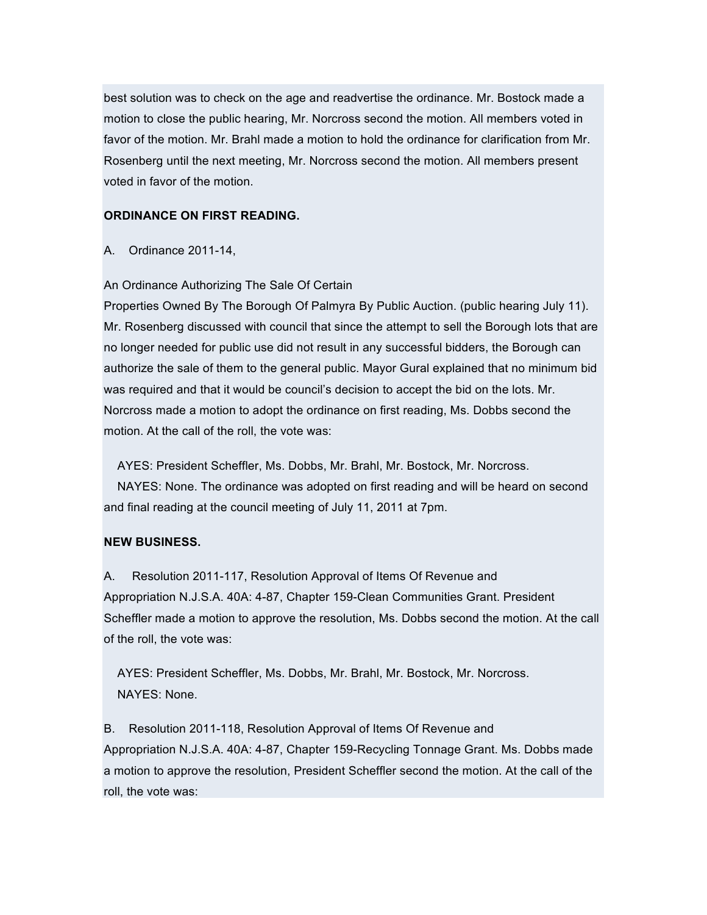best solution was to check on the age and readvertise the ordinance. Mr. Bostock made a motion to close the public hearing, Mr. Norcross second the motion. All members voted in favor of the motion. Mr. Brahl made a motion to hold the ordinance for clarification from Mr. Rosenberg until the next meeting, Mr. Norcross second the motion. All members present voted in favor of the motion.

**ORDINANCE ON FIRST READING.**

A. Ordinance 2011-14,

An Ordinance Authorizing The Sale Of Certain Properties Owned By The Borough Of Palmyra By Public Auction. (public hearing July 11). Mr. Rosenberg discussed with council that since the attempt to sell the Borough lots that are no longer needed for public use did not result in any successful bidders, the Borough can authorize the sale of them to the general public. Mayor Gural explained that no minimum bid was required and that it would be council's decision to accept the bid on the lots. Mr. Norcross made a motion to adopt the ordinance on first reading, Ms. Dobbs second the motion. At the call of the roll, the vote was:

AYES: President Scheffler, Ms. Dobbs, Mr. Brahl, Mr. Bostock, Mr. Norcross.
NAYES: None. The ordinance was adopted on first reading and will be heard on second and final reading at the council meeting of July 11, 2011 at 7pm.

**NEW BUSINESS.**

A. Resolution 2011-117, Resolution Approval of Items Of Revenue and Appropriation N.J.S.A. 40A: 4-87, Chapter 159-Clean Communities Grant. President Scheffler made a motion to approve the resolution, Ms. Dobbs second the motion. At the call of the roll, the vote was:

AYES: President Scheffler, Ms. Dobbs, Mr. Brahl, Mr. Bostock, Mr. Norcross.
NAYES: None.

B. Resolution 2011-118, Resolution Approval of Items Of Revenue and Appropriation N.J.S.A. 40A: 4-87, Chapter 159-Recycling Tonnage Grant. Ms. Dobbs made a motion to approve the resolution, President Scheffler second the motion. At the call of the roll, the vote was: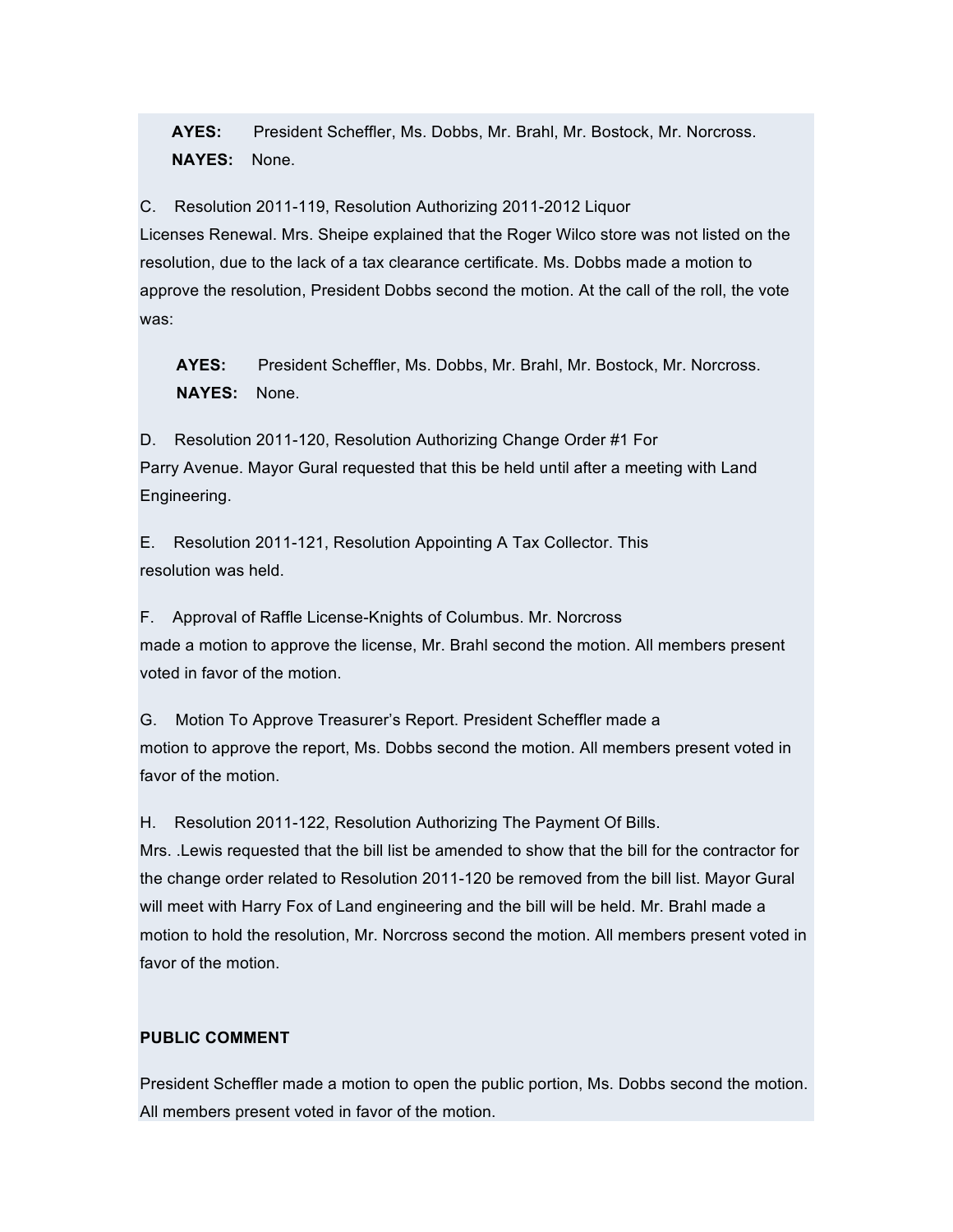**AYES:** President Scheffler, Ms. Dobbs, Mr. Brahl, Mr. Bostock, Mr. Norcross.
**NAYES:** None.

C. Resolution 2011-119, Resolution Authorizing 2011-2012 Liquor Licenses Renewal. Mrs. Sheipe explained that the Roger Wilco store was not listed on the resolution, due to the lack of a tax clearance certificate. Ms. Dobbs made a motion to approve the resolution, President Dobbs second the motion. At the call of the roll, the vote was:

**AYES:** President Scheffler, Ms. Dobbs, Mr. Brahl, Mr. Bostock, Mr. Norcross.
**NAYES:** None.

D. Resolution 2011-120, Resolution Authorizing Change Order #1 For Parry Avenue. Mayor Gural requested that this be held until after a meeting with Land Engineering.

E. Resolution 2011-121, Resolution Appointing A Tax Collector. This resolution was held.

F. Approval of Raffle License-Knights of Columbus. Mr. Norcross made a motion to approve the license, Mr. Brahl second the motion. All members present voted in favor of the motion.

G. Motion To Approve Treasurer's Report. President Scheffler made a motion to approve the report, Ms. Dobbs second the motion. All members present voted in favor of the motion.

H. Resolution 2011-122, Resolution Authorizing The Payment Of Bills. Mrs. .Lewis requested that the bill list be amended to show that the bill for the contractor for the change order related to Resolution 2011-120 be removed from the bill list. Mayor Gural will meet with Harry Fox of Land engineering and the bill will be held. Mr. Brahl made a motion to hold the resolution, Mr. Norcross second the motion. All members present voted in favor of the motion.

**PUBLIC COMMENT**

President Scheffler made a motion to open the public portion, Ms. Dobbs second the motion. All members present voted in favor of the motion.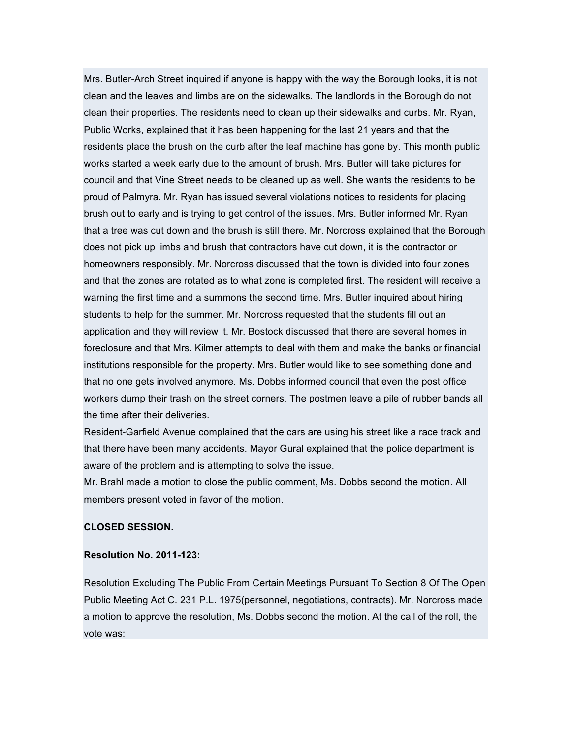Mrs. Butler-Arch Street inquired if anyone is happy with the way the Borough looks, it is not clean and the leaves and limbs are on the sidewalks. The landlords in the Borough do not clean their properties. The residents need to clean up their sidewalks and curbs. Mr. Ryan, Public Works, explained that it has been happening for the last 21 years and that the residents place the brush on the curb after the leaf machine has gone by. This month public works started a week early due to the amount of brush. Mrs. Butler will take pictures for council and that Vine Street needs to be cleaned up as well. She wants the residents to be proud of Palmyra. Mr. Ryan has issued several violations notices to residents for placing brush out to early and is trying to get control of the issues. Mrs. Butler informed Mr. Ryan that a tree was cut down and the brush is still there. Mr. Norcross explained that the Borough does not pick up limbs and brush that contractors have cut down, it is the contractor or homeowners responsibly. Mr. Norcross discussed that the town is divided into four zones and that the zones are rotated as to what zone is completed first. The resident will receive a warning the first time and a summons the second time. Mrs. Butler inquired about hiring students to help for the summer. Mr. Norcross requested that the students fill out an application and they will review it. Mr. Bostock discussed that there are several homes in foreclosure and that Mrs. Kilmer attempts to deal with them and make the banks or financial institutions responsible for the property. Mrs. Butler would like to see something done and that no one gets involved anymore. Ms. Dobbs informed council that even the post office workers dump their trash on the street corners. The postmen leave a pile of rubber bands all the time after their deliveries.

Resident-Garfield Avenue complained that the cars are using his street like a race track and that there have been many accidents. Mayor Gural explained that the police department is aware of the problem and is attempting to solve the issue.

Mr. Brahl made a motion to close the public comment, Ms. Dobbs second the motion. All members present voted in favor of the motion.

**CLOSED SESSION.**

**Resolution No. 2011-123:**

Resolution Excluding The Public From Certain Meetings Pursuant To Section 8 Of The Open Public Meeting Act C. 231 P.L. 1975(personnel, negotiations, contracts). Mr. Norcross made a motion to approve the resolution, Ms. Dobbs second the motion. At the call of the roll, the vote was: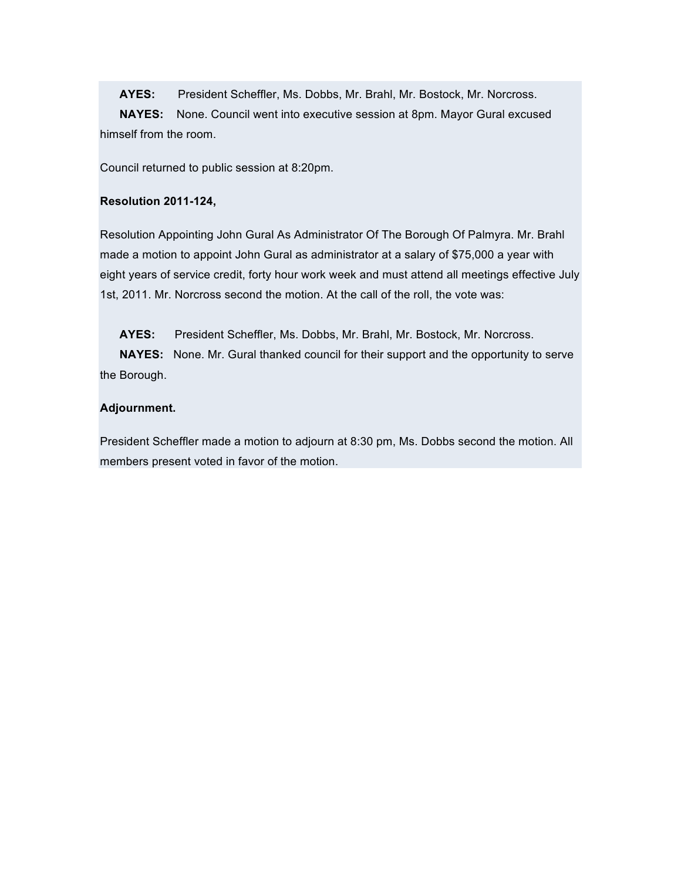**AYES:** President Scheffler, Ms. Dobbs, Mr. Brahl, Mr. Bostock, Mr. Norcross.
**NAYES:** None. Council went into executive session at 8pm. Mayor Gural excused himself from the room.

Council returned to public session at 8:20pm.

**Resolution 2011-124,**

Resolution Appointing John Gural As Administrator Of The Borough Of Palmyra. Mr. Brahl made a motion to appoint John Gural as administrator at a salary of $75,000 a year with eight years of service credit, forty hour work week and must attend all meetings effective July 1st, 2011. Mr. Norcross second the motion. At the call of the roll, the vote was:

**AYES:** President Scheffler, Ms. Dobbs, Mr. Brahl, Mr. Bostock, Mr. Norcross.
**NAYES:** None. Mr. Gural thanked council for their support and the opportunity to serve the Borough.

**Adjournment.**

President Scheffler made a motion to adjourn at 8:30 pm, Ms. Dobbs second the motion. All members present voted in favor of the motion.